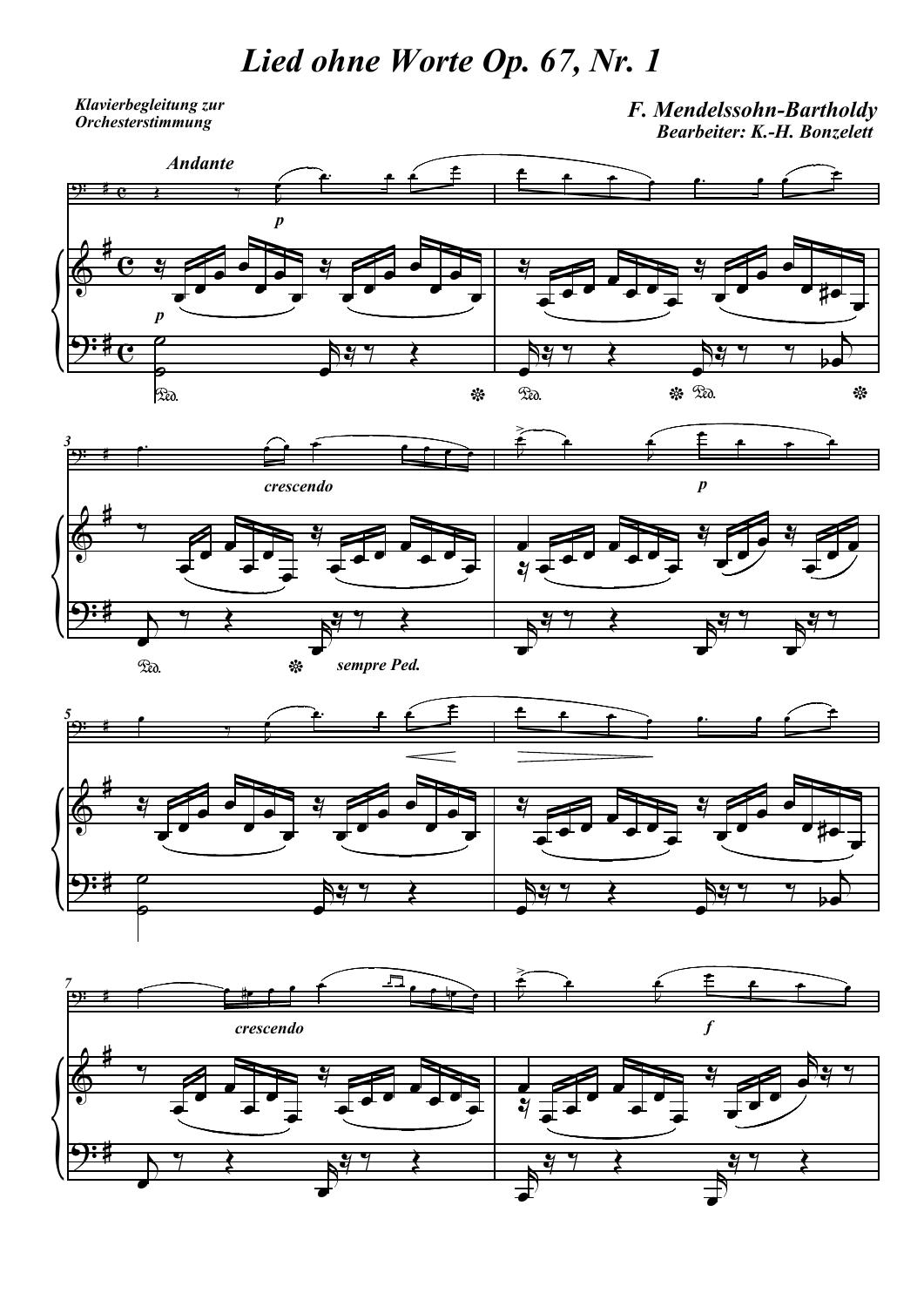# Lied ohne Worte Op. 67, Nr. 1

***Klavierbegleitung zur Orchesterstimmung***

***F. Mendelssohn-Bartholdy***
***Bearbeiter: K.-H. Bonzelett***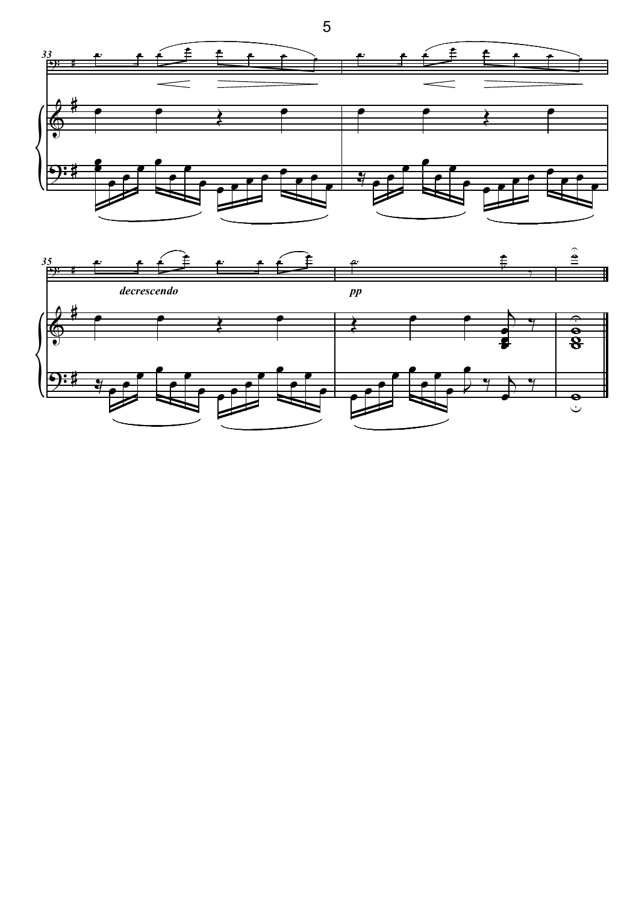33

35

*decrescendo*

*pp*